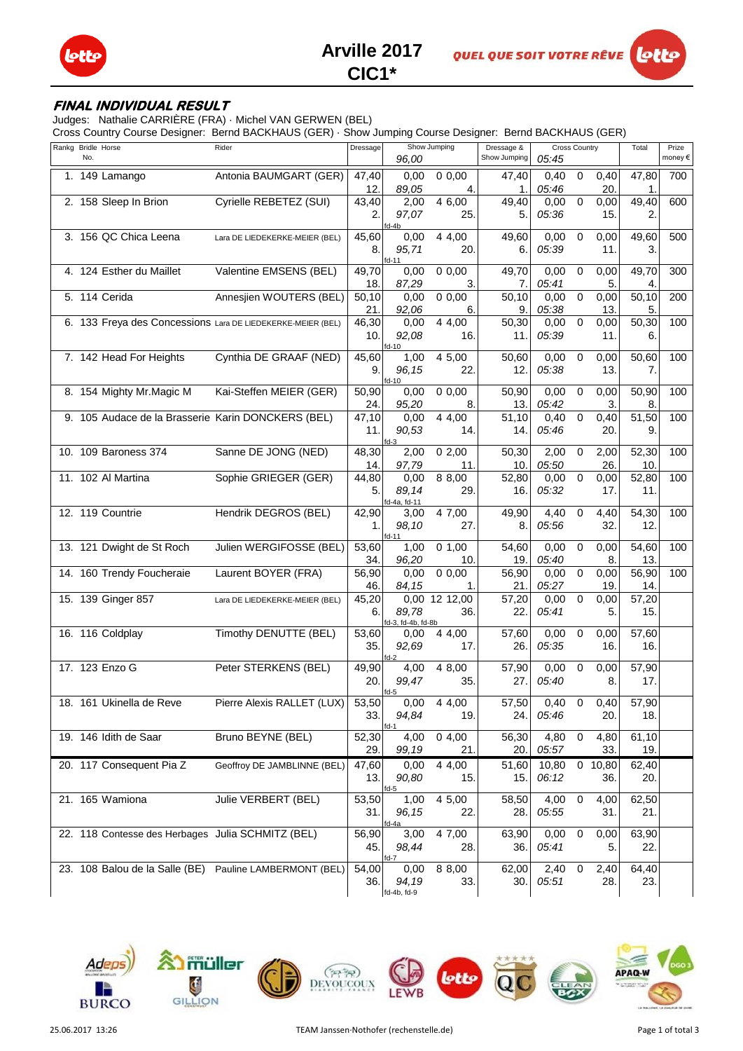# Arville 2017
## CIC1*

### FINAL INDIVIDUAL RESULT

Judges: Nathalie CARRIÈRE (FRA) · Michel VAN GERWEN (BEL)
Cross Country Course Designer: Bernd BACKHAUS (GER) · Show Jumping Course Designer: Bernd BACKHAUS (GER)

| Rankg | Bridle No. | Horse | Rider | Dressage | Show Jumping 96,00 | | | Dressage & Show Jumping | Cross Country 05:45 | | | Total | Prize money € |
|---|---|---|---|---|---|---|---|---|---|---|---|---|---|
| 1. | 149 | Lamango | Antonia BAUMGART (GER) | 47,40 12. | 0,00 89,05 | 0 | 0,00 4. | 47,40 1. | 0,40 05:46 | 0 | 0,40 20. | 47,80 1. | 700 |
| 2. | 158 | Sleep In Brion | Cyrielle REBETEZ (SUI) | 43,40 2. | 2,00 97,07 fd-4b | 4 | 6,00 25. | 49,40 5. | 0,00 05:36 | 0 | 0,00 15. | 49,40 2. | 600 |
| 3. | 156 | QC Chica Leena | Lara DE LIEDEKERKE-MEIER (BEL) | 45,60 8. | 0,00 95,71 fd-11 | 4 | 4,00 20. | 49,60 6. | 0,00 05:39 | 0 | 0,00 11. | 49,60 3. | 500 |
| 4. | 124 | Esther du Maillet | Valentine EMSENS (BEL) | 49,70 18. | 0,00 87,29 | 0 | 0,00 3. | 49,70 7. | 0,00 05:41 | 0 | 0,00 5. | 49,70 4. | 300 |
| 5. | 114 | Cerida | Annesjien WOUTERS (BEL) | 50,10 21. | 0,00 92,06 | 0 | 0,00 6. | 50,10 9. | 0,00 05:38 | 0 | 0,00 13. | 50,10 5. | 200 |
| 6. | 133 | Freya des Concessions | Lara DE LIEDEKERKE-MEIER (BEL) | 46,30 10. | 0,00 92,08 fd-10 | 4 | 4,00 16. | 50,30 11. | 0,00 05:39 | 0 | 0,00 11. | 50,30 6. | 100 |
| 7. | 142 | Head For Heights | Cynthia DE GRAAF (NED) | 45,60 9. | 1,00 96,15 fd-10 | 4 | 5,00 22. | 50,60 12. | 0,00 05:38 | 0 | 0,00 13. | 50,60 7. | 100 |
| 8. | 154 | Mighty Mr.Magic M | Kai-Steffen MEIER (GER) | 50,90 24. | 0,00 95,20 | 0 | 0,00 8. | 50,90 13. | 0,00 05:42 | 0 | 0,00 3. | 50,90 8. | 100 |
| 9. | 105 | Audace de la Brasserie | Karin DONCKERS (BEL) | 47,10 11. | 0,00 90,53 fd-3 | 4 | 4,00 14. | 51,10 14. | 0,40 05:46 | 0 | 0,40 20. | 51,50 9. | 100 |
| 10. | 109 | Baroness 374 | Sanne DE JONG (NED) | 48,30 14. | 2,00 97,79 | 0 | 2,00 11. | 50,30 10. | 2,00 05:50 | 0 | 2,00 26. | 52,30 10. | 100 |
| 11. | 102 | Al Martina | Sophie GRIEGER (GER) | 44,80 5. | 0,00 89,14 fd-4a, fd-11 | 8 | 8,00 29. | 52,80 16. | 0,00 05:32 | 0 | 0,00 17. | 52,80 11. | 100 |
| 12. | 119 | Countrie | Hendrik DEGROS (BEL) | 42,90 1. | 3,00 98,10 fd-11 | 4 | 7,00 27. | 49,90 8. | 4,40 05:56 | 0 | 4,40 32. | 54,30 12. | 100 |
| 13. | 121 | Dwight de St Roch | Julien WERGIFOSSE (BEL) | 53,60 34. | 1,00 96,20 | 0 | 1,00 10. | 54,60 19. | 0,00 05:40 | 0 | 0,00 8. | 54,60 13. | 100 |
| 14. | 160 | Trendy Foucheraie | Laurent BOYER (FRA) | 56,90 46. | 0,00 84,15 | 0 | 0,00 1. | 56,90 21. | 0,00 05:27 | 0 | 0,00 19. | 56,90 14. | 100 |
| 15. | 139 | Ginger 857 | Lara DE LIEDEKERKE-MEIER (BEL) | 45,20 6. | 0,00 89,78 fd-3, fd-4b, fd-8b | 12 | 12,00 36. | 57,20 22. | 0,00 05:41 | 0 | 0,00 5. | 57,20 15. | |
| 16. | 116 | Coldplay | Timothy DENUTTE (BEL) | 53,60 35. | 0,00 92,69 fd-2 | 4 | 4,00 17. | 57,60 26. | 0,00 05:35 | 0 | 0,00 16. | 57,60 16. | |
| 17. | 123 | Enzo G | Peter STERKENS (BEL) | 49,90 20. | 4,00 99,47 fd-5 | 4 | 8,00 35. | 57,90 27. | 0,00 05:40 | 0 | 0,00 8. | 57,90 17. | |
| 18. | 161 | Ukinella de Reve | Pierre Alexis RALLET (LUX) | 53,50 33. | 0,00 94,84 fd-1 | 4 | 4,00 19. | 57,50 24. | 0,40 05:46 | 0 | 0,40 20. | 57,90 18. | |
| 19. | 146 | Idith de Saar | Bruno BEYNE (BEL) | 52,30 29. | 4,00 99,19 | 0 | 4,00 21. | 56,30 20. | 4,80 05:57 | 0 | 4,80 33. | 61,10 19. | |
| 20. | 117 | Consequent Pia Z | Geoffroy DE JAMBLINNE (BEL) | 47,60 13. | 0,00 90,80 fd-5 | 4 | 4,00 15. | 51,60 15. | 10,80 06:12 | 0 | 10,80 36. | 62,40 20. | |
| 21. | 165 | Wamiona | Julie VERBERT (BEL) | 53,50 31. | 1,00 96,15 fd-4a | 4 | 5,00 22. | 58,50 28. | 4,00 05:55 | 0 | 4,00 31. | 62,50 21. | |
| 22. | 118 | Contesse des Herbages | Julia SCHMITZ (BEL) | 56,90 45. | 3,00 98,44 fd-7 | 4 | 7,00 28. | 63,90 36. | 0,00 05:41 | 0 | 0,00 5. | 63,90 22. | |
| 23. | 108 | Balou de la Salle (BE) | Pauline LAMBERMONT (BEL) | 54,00 36. | 0,00 94,19 fd-4b, fd-9 | 8 | 8,00 33. | 62,00 30. | 2,40 05:51 | 0 | 2,40 28. | 64,40 23. | |

25.06.2017 13:26 TEAM Janssen-Nothofer (rechenstelle.de)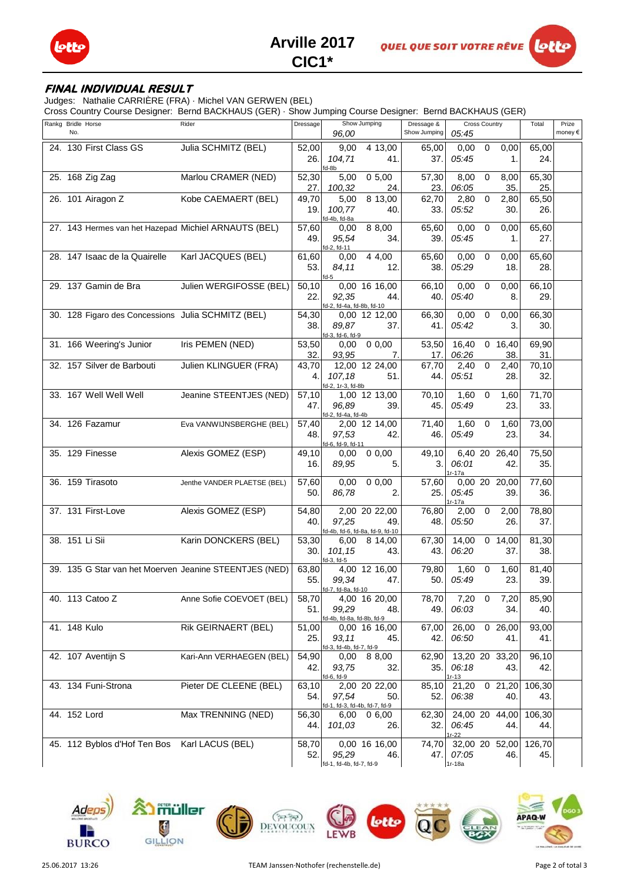# Arville 2017
## CIC1*

### FINAL INDIVIDUAL RESULT

Judges: Nathalie CARRIÈRE (FRA) · Michel VAN GERWEN (BEL)
Cross Country Course Designer: Bernd BACKHAUS (GER) · Show Jumping Course Designer: Bernd BACKHAUS (GER)

| Rankg | Bridle No. | Horse | Rider | Dressage | Show Jumping 96,00 | Dressage & Show Jumping | Cross Country 05:45 | Total | Prize money € |
|---|---|---|---|---|---|---|---|---|---|
| 24. | 130 | First Class GS | Julia SCHMITZ (BEL) | 52,00 26. | 9,00 4 13,00 104,71 41. fd-8b | 65,00 37. | 0,00 0 0,00 05:45 1. | 65,00 24. | |
| 25. | 168 | Zig Zag | Marlou CRAMER (NED) | 52,30 27. | 5,00 0 5,00 100,32 24. | 57,30 23. | 8,00 0 8,00 06:05 35. | 65,30 25. | |
| 26. | 101 | Airagon Z | Kobe CAEMAERT (BEL) | 49,70 19. | 5,00 8 13,00 100,77 40. fd-4b, fd-8a | 62,70 33. | 2,80 0 2,80 05:52 30. | 65,50 26. | |
| 27. | 143 | Hermes van het Hazepad | Michiel ARNAUTS (BEL) | 57,60 49. | 0,00 8 8,00 95,54 34. fd-2, fd-11 | 65,60 39. | 0,00 0 0,00 05:45 1. | 65,60 27. | |
| 28. | 147 | Isaac de la Quairelle | Karl JACQUES (BEL) | 61,60 53. | 0,00 4 4,00 84,11 12. fd-5 | 65,60 38. | 0,00 0 0,00 05:29 18. | 65,60 28. | |
| 29. | 137 | Gamin de Bra | Julien WERGIFOSSE (BEL) | 50,10 22. | 0,00 16 16,00 92,35 44. fd-2, fd-4a, fd-8b, fd-10 | 66,10 40. | 0,00 0 0,00 05:40 8. | 66,10 29. | |
| 30. | 128 | Figaro des Concessions | Julia SCHMITZ (BEL) | 54,30 38. | 0,00 12 12,00 89,87 37. fd-3, fd-6, fd-9 | 66,30 41. | 0,00 0 0,00 05:42 3. | 66,30 30. | |
| 31. | 166 | Weering's Junior | Iris PEMEN (NED) | 53,50 32. | 0,00 0 0,00 93,95 7. | 53,50 17. | 16,40 0 16,40 06:26 38. | 69,90 31. | |
| 32. | 157 | Silver de Barbouti | Julien KLINGUER (FRA) | 43,70 4. | 12,00 12 24,00 107,18 51. fd-2, 1r-3, fd-8b | 67,70 44. | 2,40 0 2,40 05:51 28. | 70,10 32. | |
| 33. | 167 | Well Well Well | Jeanine STEENTJES (NED) | 57,10 47. | 1,00 12 13,00 96,89 39. fd-2, fd-4a, fd-4b | 70,10 45. | 1,60 0 1,60 05:49 23. | 71,70 33. | |
| 34. | 126 | Fazamur | Eva VANWIJNSBERGHE (BEL) | 57,40 48. | 2,00 12 14,00 97,53 42. fd-6, fd-9, fd-11 | 71,40 46. | 1,60 0 1,60 05:49 23. | 73,00 34. | |
| 35. | 129 | Finesse | Alexis GOMEZ (ESP) | 49,10 16. | 0,00 0 0,00 89,95 5. | 49,10 3. | 6,40 20 26,40 06:01 42. 1r-17a | 75,50 35. | |
| 36. | 159 | Tirasoto | Jenthe VANDER PLAETSE (BEL) | 57,60 50. | 0,00 0 0,00 86,78 2. | 57,60 25. | 0,00 20 20,00 05:45 39. 1r-17a | 77,60 36. | |
| 37. | 131 | First-Love | Alexis GOMEZ (ESP) | 54,80 40. | 2,00 20 22,00 97,25 49. fd-4b, fd-6, fd-8a, fd-9, fd-10 | 76,80 48. | 2,00 0 2,00 05:50 26. | 78,80 37. | |
| 38. | 151 | Li Sii | Karin DONCKERS (BEL) | 53,30 30. | 6,00 8 14,00 101,15 43. fd-3, fd-5 | 67,30 43. | 14,00 0 14,00 06:20 37. | 81,30 38. | |
| 39. | 135 | G Star van het Moerven | Jeanine STEENTJES (NED) | 63,80 55. | 4,00 12 16,00 99,34 47. fd-7, fd-8a, fd-10 | 79,80 50. | 1,60 0 1,60 05:49 23. | 81,40 39. | |
| 40. | 113 | Catoo Z | Anne Sofie COEVOET (BEL) | 58,70 51. | 4,00 16 20,00 99,29 48. fd-4b, fd-8a, fd-8b, fd-9 | 78,70 49. | 7,20 0 7,20 06:03 34. | 85,90 40. | |
| 41. | 148 | Kulo | Rik GEIRNAERT (BEL) | 51,00 25. | 0,00 16 16,00 93,11 45. fd-3, fd-4b, fd-7, fd-9 | 67,00 42. | 26,00 0 26,00 06:50 41. | 93,00 41. | |
| 42. | 107 | Aventijn S | Kari-Ann VERHAEGEN (BEL) | 54,90 42. | 0,00 8 8,00 93,75 32. fd-6, fd-9 | 62,90 35. | 13,20 20 33,20 06:18 43. 1r-13 | 96,10 42. | |
| 43. | 134 | Funi-Strona | Pieter DE CLEENE (BEL) | 63,10 54. | 2,00 20 22,00 97,54 50. fd-1, fd-3, fd-4b, fd-7, fd-9 | 85,10 52. | 21,20 0 21,20 06:38 40. | 106,30 43. | |
| 44. | 152 | Lord | Max TRENNING (NED) | 56,30 44. | 6,00 0 6,00 101,03 26. | 62,30 32. | 24,00 20 44,00 06:45 44. 1r-22 | 106,30 44. | |
| 45. | 112 | Byblos d'Hof Ten Bos | Karl LACUS (BEL) | 58,70 52. | 0,00 16 16,00 95,29 46. fd-1, fd-4b, fd-7, fd-9 | 74,70 47. | 32,00 20 52,00 07:05 46. 1r-18a | 126,70 45. | |

25.06.2017 13:26 TEAM Janssen-Nothofer (rechenstelle.de)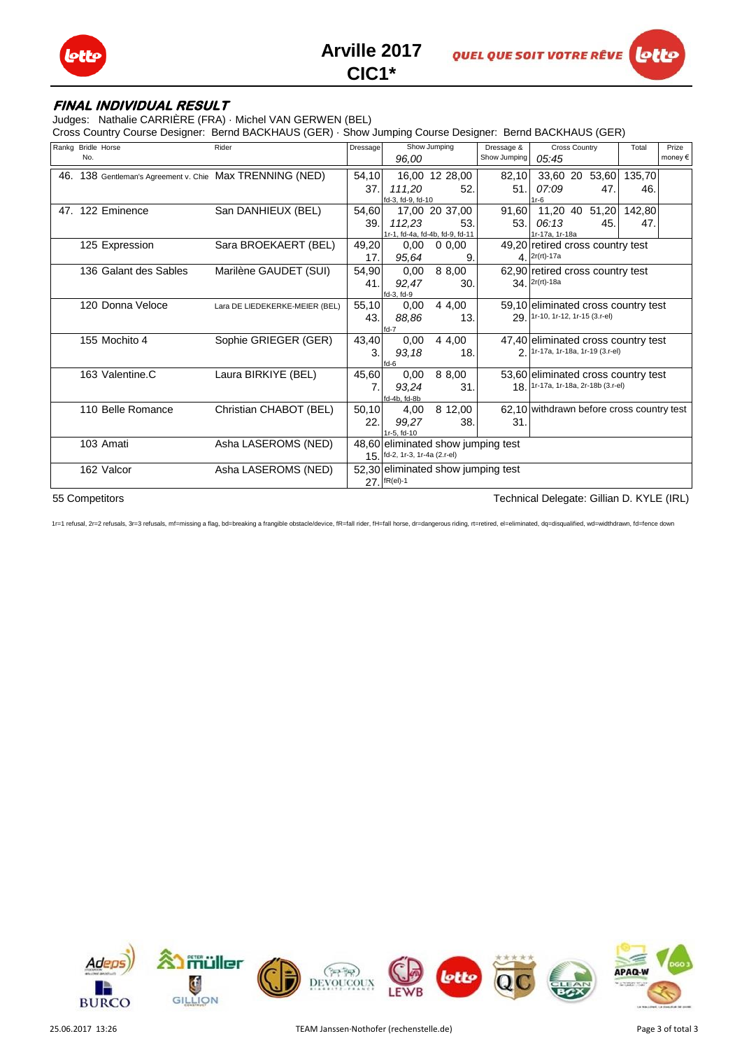# Arville 2017

## CIC1*

QUEL QUE SOIT VOTRE RÊVE

### FINAL INDIVIDUAL RESULT

Judges: Nathalie CARRIÈRE (FRA) · Michel VAN GERWEN (BEL)

Cross Country Course Designer: Bernd BACKHAUS (GER) · Show Jumping Course Designer: Bernd BACKHAUS (GER)

| Rankg | Bridle No. | Horse | Rider | Dressage | Show Jumping 96,00 | Dressage & Show Jumping | Cross Country 05:45 | Total | Prize money € |
|---|---|---|---|---|---|---|---|---|---|
| 46. | 138 | Gentleman's Agreement v. Chie | Max TRENNING (NED) | 54,10 37. | 16,00 12 28,00 *111,20* 52. fd-3, fd-9, fd-10 | 82,10 51. | 33,60 20 53,60 *07:09* 47. 1r-6 | 135,70 46. | |
| 47. | 122 | Eminence | San DANHIEUX (BEL) | 54,60 39. | 17,00 20 37,00 *112,23* 53. 1r-1, fd-4a, fd-4b, fd-9, fd-11 | 91,60 53. | 11,20 40 51,20 *06:13* 45. 1r-17a, 1r-18a | 142,80 47. | |
| | 125 | Expression | Sara BROEKAERT (BEL) | 49,20 17. | 0,00 0 0,00 *95,64* 9. | 49,20 4. | retired cross country test 2r(rt)-17a | | |
| | 136 | Galant des Sables | Marilène GAUDET (SUI) | 54,90 41. | 0,00 8 8,00 *92,47* 30. fd-3, fd-9 | 62,90 34. | retired cross country test 2r(rt)-18a | | |
| | 120 | Donna Veloce | Lara DE LIEDEKERKE-MEIER (BEL) | 55,10 43. | 0,00 4 4,00 *88,86* 13. fd-7 | 59,10 29. | eliminated cross country test 1r-10, 1r-12, 1r-15 (3.r-el) | | |
| | 155 | Mochito 4 | Sophie GRIEGER (GER) | 43,40 3. | 0,00 4 4,00 *93,18* 18. fd-6 | 47,40 2. | eliminated cross country test 1r-17a, 1r-18a, 1r-19 (3.r-el) | | |
| | 163 | Valentine.C | Laura BIRKIYE (BEL) | 45,60 7. | 0,00 8 8,00 *93,24* 31. fd-4b, fd-8b | 53,60 18. | eliminated cross country test 1r-17a, 1r-18a, 2r-18b (3.r-el) | | |
| | 110 | Belle Romance | Christian CHABOT (BEL) | 50,10 22. | 4,00 8 12,00 *99,27* 38. 1r-5, fd-10 | 62,10 31. | withdrawn before cross country test | | |
| | 103 | Amati | Asha LASEROMS (NED) | 48,60 15. | eliminated show jumping test fd-2, 1r-3, 1r-4a (2.r-el) | | | | |
| | 162 | Valcor | Asha LASEROMS (NED) | 52,30 27. | eliminated show jumping test fR(el)-1 | | | | |

55 Competitors

Technical Delegate: Gillian D. KYLE (IRL)

1r=1 refusal, 2r=2 refusals, 3r=3 refusals, mf=missing a flag, bd=breaking a frangible obstacle/device, fR=fall rider, fH=fall horse, dr=dangerous riding, rt=retired, el=eliminated, dq=disqualified, wd=widthdrawn, fd=fence down

25.06.2017 13:26 TEAM Janssen-Nothofer (rechenstelle.de)